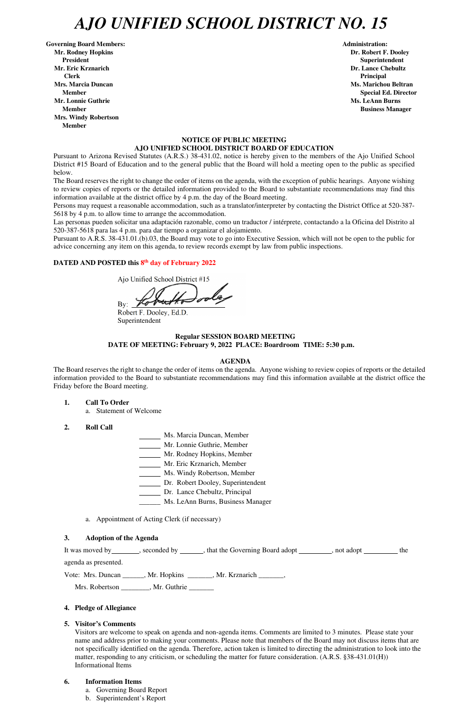# AJO UNIFIED SCHOOL DISTRICT NO. 15

**Governing Board Members:**
**Mr. Rodney Hopkins**
**President**
**Mr. Eric Krznarich**
**Clerk**
**Mrs. Marcia Duncan**
**Member**
**Mr. Lonnie Guthrie**
**Member**
**Mrs. Windy Robertson**
**Member**

**Administration:**
**Dr. Robert F. Dooley**
**Superintendent**
**Dr. Lance Chebultz**
**Principal**
**Ms. Marichou Beltran**
**Special Ed. Director**
**Ms. LeAnn Burns**
**Business Manager**

**NOTICE OF PUBLIC MEETING**
**AJO UNIFIED SCHOOL DISTRICT BOARD OF EDUCATION**

Pursuant to Arizona Revised Statutes (A.R.S.) 38-431.02, notice is hereby given to the members of the Ajo Unified School District #15 Board of Education and to the general public that the Board will hold a meeting open to the public as specified below.

The Board reserves the right to change the order of items on the agenda, with the exception of public hearings. Anyone wishing to review copies of reports or the detailed information provided to the Board to substantiate recommendations may find this information available at the district office by 4 p.m. the day of the Board meeting.

Persons may request a reasonable accommodation, such as a translator/interpreter by contacting the District Office at 520-387-5618 by 4 p.m. to allow time to arrange the accommodation.

Las personas pueden solicitar una adaptación razonable, como un traductor / intérprete, contactando a la Oficina del Distrito al 520-387-5618 para las 4 p.m. para dar tiempo a organizar el alojamiento.

Pursuant to A.R.S. 38-431.01.(b).03, the Board may vote to go into Executive Session, which will not be open to the public for advice concerning any item on this agenda, to review records exempt by law from public inspections.

**DATED AND POSTED this 8th day of February 2022**

Ajo Unified School District #15

By: ______________________
Robert F. Dooley, Ed.D.
Superintendent

**Regular SESSION BOARD MEETING**
**DATE OF MEETING: February 9, 2022 PLACE: Boardroom TIME: 5:30 p.m.**

**AGENDA**

The Board reserves the right to change the order of items on the agenda. Anyone wishing to review copies of reports or the detailed information provided to the Board to substantiate recommendations may find this information available at the district office the Friday before the Board meeting.

**1. Call To Order**
   a. Statement of Welcome

**2. Roll Call**

_____ Ms. Marcia Duncan, Member
_____ Mr. Lonnie Guthrie, Member
_____ Mr. Rodney Hopkins, Member
_____ Mr. Eric Krznarich, Member
_____ Ms. Windy Robertson, Member
_____ Dr. Robert Dooley, Superintendent
_____ Dr. Lance Chebultz, Principal
_____ Ms. LeAnn Burns, Business Manager

   a. Appointment of Acting Clerk (if necessary)

**3. Adoption of the Agenda**

It was moved by_______, seconded by ______, that the Governing Board adopt _________, not adopt _________ the agenda as presented.

Vote: Mrs. Duncan ______, Mr. Hopkins _______, Mr. Krznarich _______,
Mrs. Robertson ________, Mr. Guthrie _______

**4. Pledge of Allegiance**

**5. Visitor's Comments**

Visitors are welcome to speak on agenda and non-agenda items. Comments are limited to 3 minutes. Please state your name and address prior to making your comments. Please note that members of the Board may not discuss items that are not specifically identified on the agenda. Therefore, action taken is limited to directing the administration to look into the matter, responding to any criticism, or scheduling the matter for future consideration. (A.R.S. §38-431.01(H)) Informational Items

**6. Information Items**
   a. Governing Board Report
   b. Superintendent's Report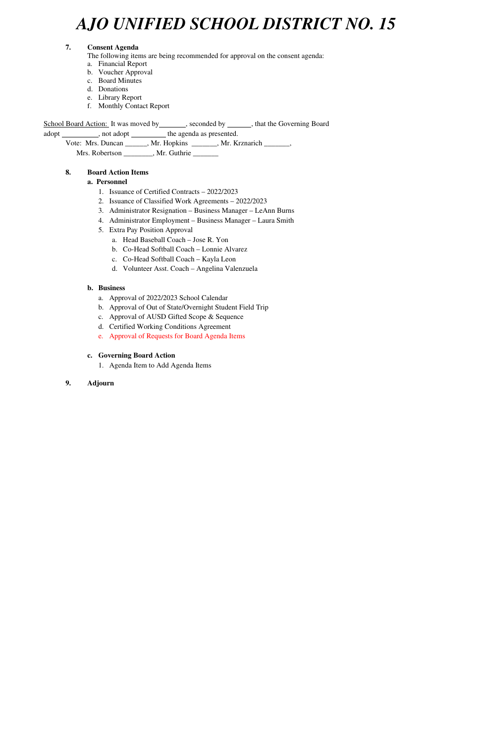# AJO UNIFIED SCHOOL DISTRICT NO. 15

**7. Consent Agenda**

The following items are being recommended for approval on the consent agenda:

a. Financial Report
b. Voucher Approval
c. Board Minutes
d. Donations
e. Library Report
f. Monthly Contact Report

School Board Action: It was moved by_______, seconded by ______, that the Governing Board adopt __________, not adopt _________ the agenda as presented.

Vote: Mrs. Duncan ______, Mr. Hopkins _______, Mr. Krznarich _______, Mrs. Robertson ________, Mr. Guthrie _______

**8. Board Action Items**

**a. Personnel**

1. Issuance of Certified Contracts – 2022/2023
2. Issuance of Classified Work Agreements – 2022/2023
3. Administrator Resignation – Business Manager – LeAnn Burns
4. Administrator Employment – Business Manager – Laura Smith
5. Extra Pay Position Approval
   a. Head Baseball Coach – Jose R. Yon
   b. Co-Head Softball Coach – Lonnie Alvarez
   c. Co-Head Softball Coach – Kayla Leon
   d. Volunteer Asst. Coach – Angelina Valenzuela

**b. Business**

a. Approval of 2022/2023 School Calendar
b. Approval of Out of State/Overnight Student Field Trip
c. Approval of AUSD Gifted Scope & Sequence
d. Certified Working Conditions Agreement
e. Approval of Requests for Board Agenda Items

**c. Governing Board Action**

1. Agenda Item to Add Agenda Items

**9. Adjourn**